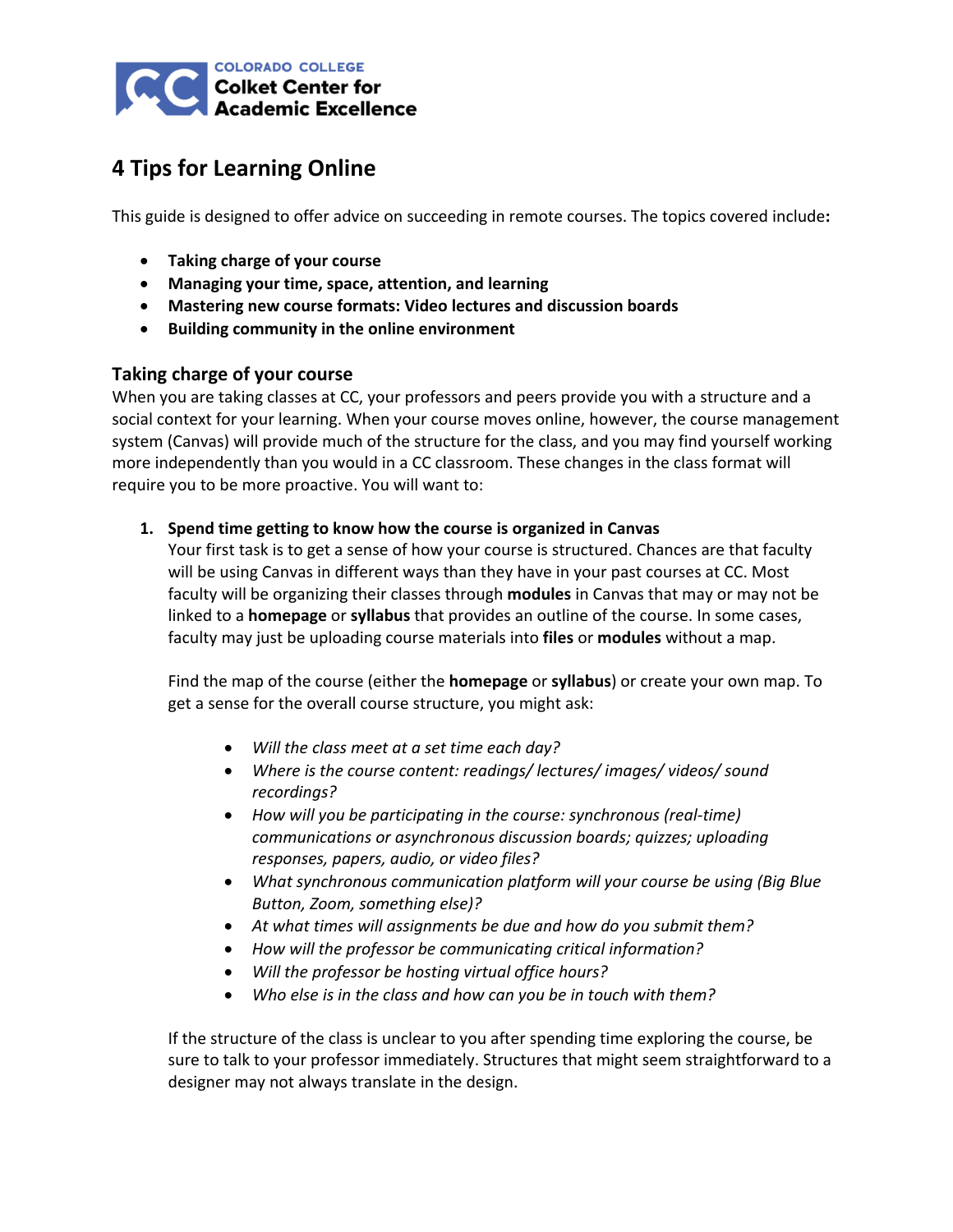COLORADO COLLEGE
**Colket Center for Academic Excellence**

# 4 Tips for Learning Online

This guide is designed to offer advice on succeeding in remote courses. The topics covered include**:**

- **Taking charge of your course**
- **Managing your time, space, attention, and learning**
- **Mastering new course formats: Video lectures and discussion boards**
- **Building community in the online environment**

## Taking charge of your course

When you are taking classes at CC, your professors and peers provide you with a structure and a social context for your learning. When your course moves online, however, the course management system (Canvas) will provide much of the structure for the class, and you may find yourself working more independently than you would in a CC classroom. These changes in the class format will require you to be more proactive. You will want to:

1. **Spend time getting to know how the course is organized in Canvas**
   Your first task is to get a sense of how your course is structured. Chances are that faculty will be using Canvas in different ways than they have in your past courses at CC. Most faculty will be organizing their classes through **modules** in Canvas that may or may not be linked to a **homepage** or **syllabus** that provides an outline of the course. In some cases, faculty may just be uploading course materials into **files** or **modules** without a map.

   Find the map of the course (either the **homepage** or **syllabus**) or create your own map. To get a sense for the overall course structure, you might ask:

   - *Will the class meet at a set time each day?*
   - *Where is the course content: readings/ lectures/ images/ videos/ sound recordings?*
   - *How will you be participating in the course: synchronous (real-time) communications or asynchronous discussion boards; quizzes; uploading responses, papers, audio, or video files?*
   - *What synchronous communication platform will your course be using (Big Blue Button, Zoom, something else)?*
   - *At what times will assignments be due and how do you submit them?*
   - *How will the professor be communicating critical information?*
   - *Will the professor be hosting virtual office hours?*
   - *Who else is in the class and how can you be in touch with them?*

   If the structure of the class is unclear to you after spending time exploring the course, be sure to talk to your professor immediately. Structures that might seem straightforward to a designer may not always translate in the design.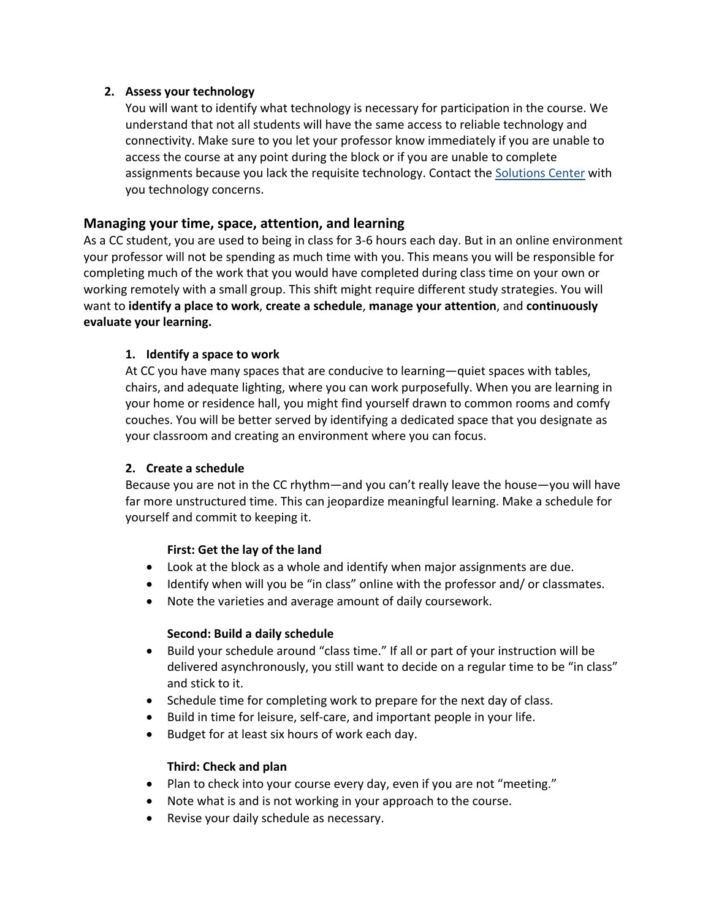2. **Assess your technology**
   You will want to identify what technology is necessary for participation in the course. We understand that not all students will have the same access to reliable technology and connectivity. Make sure to you let your professor know immediately if you are unable to access the course at any point during the block or if you are unable to complete assignments because you lack the requisite technology. Contact the [Solutions Center]() with you technology concerns.

## Managing your time, space, attention, and learning

As a CC student, you are used to being in class for 3-6 hours each day. But in an online environment your professor will not be spending as much time with you. This means you will be responsible for completing much of the work that you would have completed during class time on your own or working remotely with a small group. This shift might require different study strategies. You will want to **identify a place to work**, **create a schedule**, **manage your attention**, and **continuously evaluate your learning.**

1. **Identify a space to work**
   At CC you have many spaces that are conducive to learning—quiet spaces with tables, chairs, and adequate lighting, where you can work purposefully. When you are learning in your home or residence hall, you might find yourself drawn to common rooms and comfy couches. You will be better served by identifying a dedicated space that you designate as your classroom and creating an environment where you can focus.

2. **Create a schedule**
   Because you are not in the CC rhythm—and you can't really leave the house—you will have far more unstructured time. This can jeopardize meaningful learning. Make a schedule for yourself and commit to keeping it.

   **First: Get the lay of the land**
   - Look at the block as a whole and identify when major assignments are due.
   - Identify when will you be "in class" online with the professor and/ or classmates.
   - Note the varieties and average amount of daily coursework.

   **Second: Build a daily schedule**
   - Build your schedule around "class time." If all or part of your instruction will be delivered asynchronously, you still want to decide on a regular time to be "in class" and stick to it.
   - Schedule time for completing work to prepare for the next day of class.
   - Build in time for leisure, self-care, and important people in your life.
   - Budget for at least six hours of work each day.

   **Third: Check and plan**
   - Plan to check into your course every day, even if you are not "meeting."
   - Note what is and is not working in your approach to the course.
   - Revise your daily schedule as necessary.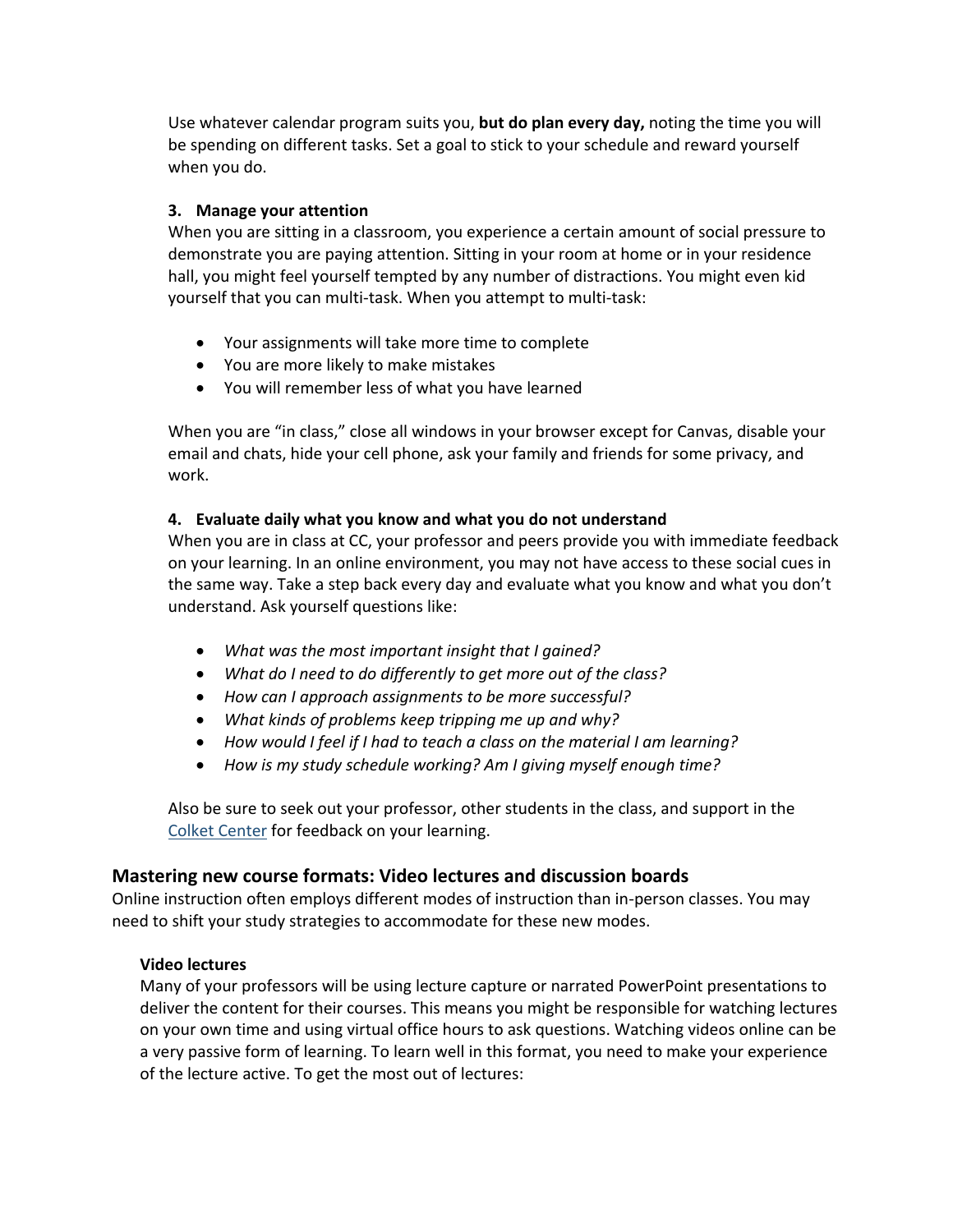Use whatever calendar program suits you, **but do plan every day,** noting the time you will be spending on different tasks. Set a goal to stick to your schedule and reward yourself when you do.

### 3. Manage your attention

When you are sitting in a classroom, you experience a certain amount of social pressure to demonstrate you are paying attention. Sitting in your room at home or in your residence hall, you might feel yourself tempted by any number of distractions. You might even kid yourself that you can multi-task. When you attempt to multi-task:

- Your assignments will take more time to complete
- You are more likely to make mistakes
- You will remember less of what you have learned

When you are "in class," close all windows in your browser except for Canvas, disable your email and chats, hide your cell phone, ask your family and friends for some privacy, and work.

### 4. Evaluate daily what you know and what you do not understand

When you are in class at CC, your professor and peers provide you with immediate feedback on your learning. In an online environment, you may not have access to these social cues in the same way. Take a step back every day and evaluate what you know and what you don't understand. Ask yourself questions like:

- *What was the most important insight that I gained?*
- *What do I need to do differently to get more out of the class?*
- *How can I approach assignments to be more successful?*
- *What kinds of problems keep tripping me up and why?*
- *How would I feel if I had to teach a class on the material I am learning?*
- *How is my study schedule working? Am I giving myself enough time?*

Also be sure to seek out your professor, other students in the class, and support in the Colket Center for feedback on your learning.

## Mastering new course formats: Video lectures and discussion boards

Online instruction often employs different modes of instruction than in-person classes. You may need to shift your study strategies to accommodate for these new modes.

### Video lectures

Many of your professors will be using lecture capture or narrated PowerPoint presentations to deliver the content for their courses. This means you might be responsible for watching lectures on your own time and using virtual office hours to ask questions. Watching videos online can be a very passive form of learning. To learn well in this format, you need to make your experience of the lecture active. To get the most out of lectures: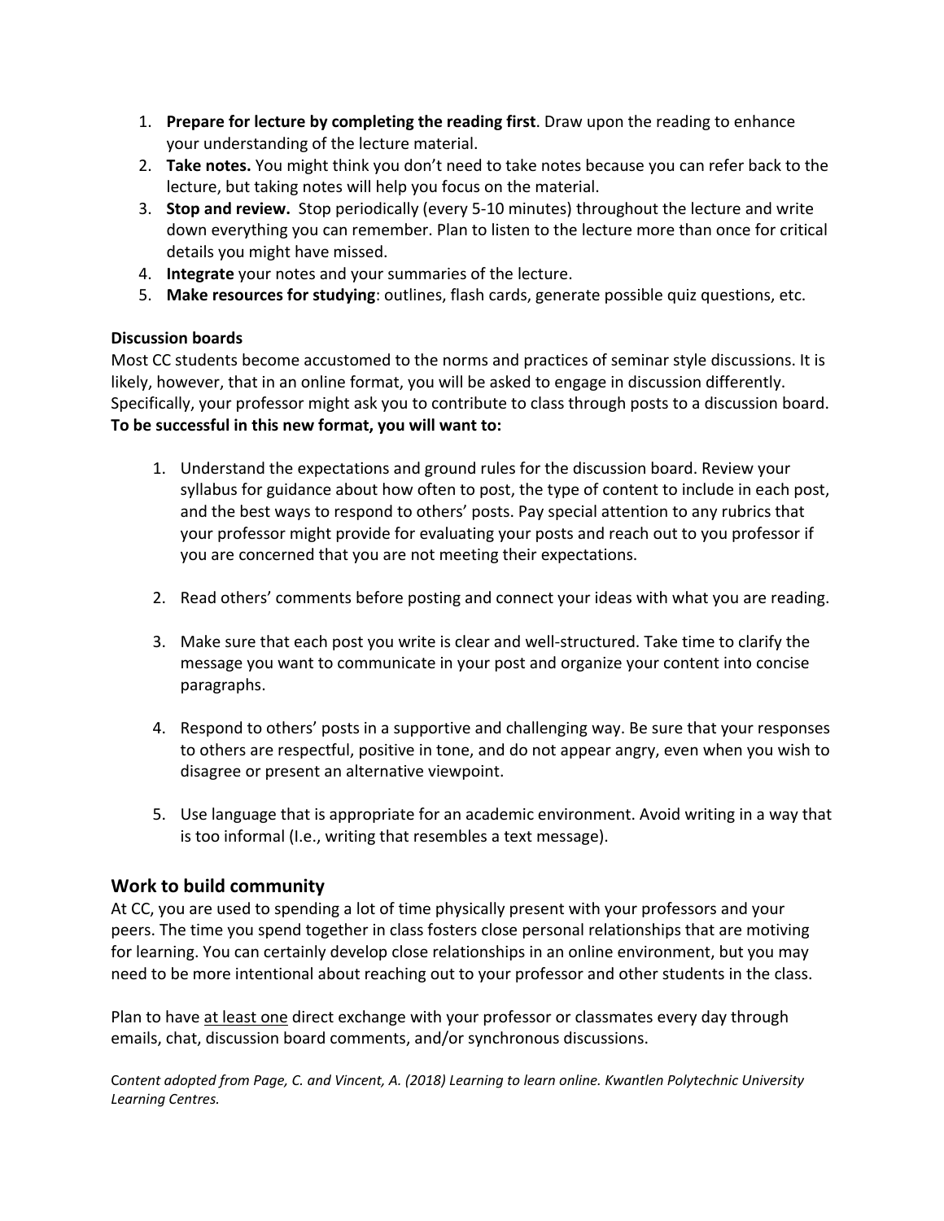1. **Prepare for lecture by completing the reading first**. Draw upon the reading to enhance your understanding of the lecture material.
2. **Take notes.** You might think you don't need to take notes because you can refer back to the lecture, but taking notes will help you focus on the material.
3. **Stop and review.** Stop periodically (every 5-10 minutes) throughout the lecture and write down everything you can remember. Plan to listen to the lecture more than once for critical details you might have missed.
4. **Integrate** your notes and your summaries of the lecture.
5. **Make resources for studying**: outlines, flash cards, generate possible quiz questions, etc.

**Discussion boards**

Most CC students become accustomed to the norms and practices of seminar style discussions. It is likely, however, that in an online format, you will be asked to engage in discussion differently. Specifically, your professor might ask you to contribute to class through posts to a discussion board. **To be successful in this new format, you will want to:**

1. Understand the expectations and ground rules for the discussion board. Review your syllabus for guidance about how often to post, the type of content to include in each post, and the best ways to respond to others' posts. Pay special attention to any rubrics that your professor might provide for evaluating your posts and reach out to you professor if you are concerned that you are not meeting their expectations.

2. Read others' comments before posting and connect your ideas with what you are reading.

3. Make sure that each post you write is clear and well-structured. Take time to clarify the message you want to communicate in your post and organize your content into concise paragraphs.

4. Respond to others' posts in a supportive and challenging way. Be sure that your responses to others are respectful, positive in tone, and do not appear angry, even when you wish to disagree or present an alternative viewpoint.

5. Use language that is appropriate for an academic environment. Avoid writing in a way that is too informal (I.e., writing that resembles a text message).

## Work to build community

At CC, you are used to spending a lot of time physically present with your professors and your peers. The time you spend together in class fosters close personal relationships that are motiving for learning. You can certainly develop close relationships in an online environment, but you may need to be more intentional about reaching out to your professor and other students in the class.

Plan to have <u>at least one</u> direct exchange with your professor or classmates every day through emails, chat, discussion board comments, and/or synchronous discussions.

*Content adopted from Page, C. and Vincent, A. (2018) Learning to learn online. Kwantlen Polytechnic University Learning Centres.*